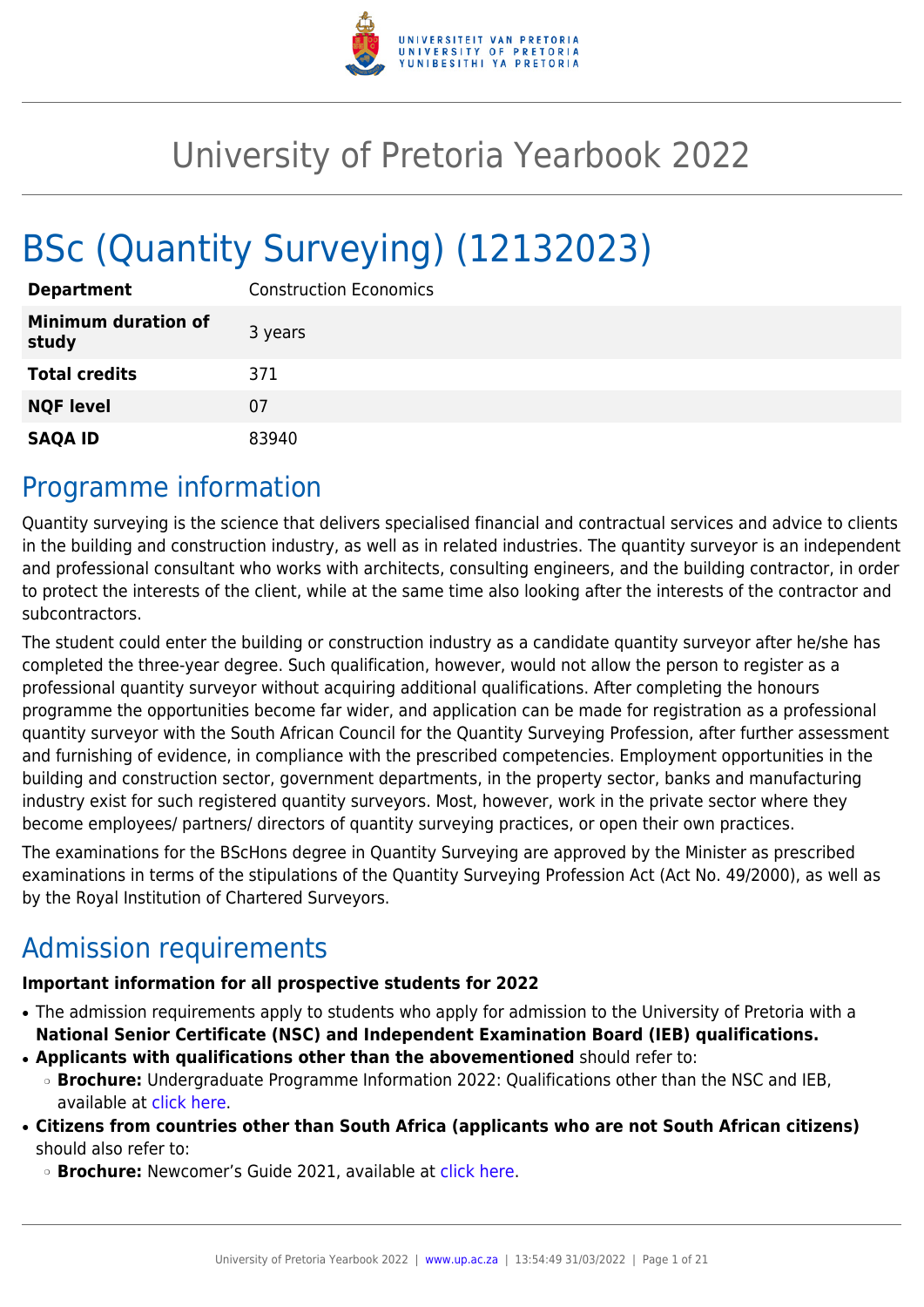# University of Pretoria Yearbook 2022

# BSc (Quantity Surveying) (12132023)

| | |
|---|---|
| **Department** | Construction Economics |
| **Minimum duration of study** | 3 years |
| **Total credits** | 371 |
| **NQF level** | 07 |
| **SAQA ID** | 83940 |

## Programme information

Quantity surveying is the science that delivers specialised financial and contractual services and advice to clients in the building and construction industry, as well as in related industries. The quantity surveyor is an independent and professional consultant who works with architects, consulting engineers, and the building contractor, in order to protect the interests of the client, while at the same time also looking after the interests of the contractor and subcontractors.

The student could enter the building or construction industry as a candidate quantity surveyor after he/she has completed the three-year degree. Such qualification, however, would not allow the person to register as a professional quantity surveyor without acquiring additional qualifications. After completing the honours programme the opportunities become far wider, and application can be made for registration as a professional quantity surveyor with the South African Council for the Quantity Surveying Profession, after further assessment and furnishing of evidence, in compliance with the prescribed competencies. Employment opportunities in the building and construction sector, government departments, in the property sector, banks and manufacturing industry exist for such registered quantity surveyors. Most, however, work in the private sector where they become employees/ partners/ directors of quantity surveying practices, or open their own practices.

The examinations for the BScHons degree in Quantity Surveying are approved by the Minister as prescribed examinations in terms of the stipulations of the Quantity Surveying Profession Act (Act No. 49/2000), as well as by the Royal Institution of Chartered Surveyors.

## Admission requirements

**Important information for all prospective students for 2022**

- The admission requirements apply to students who apply for admission to the University of Pretoria with a **National Senior Certificate (NSC) and Independent Examination Board (IEB) qualifications.**
- **Applicants with qualifications other than the abovementioned** should refer to:
  - **Brochure:** Undergraduate Programme Information 2022: Qualifications other than the NSC and IEB, available at click here.
- **Citizens from countries other than South Africa (applicants who are not South African citizens)** should also refer to:
  - **Brochure:** Newcomer's Guide 2021, available at click here.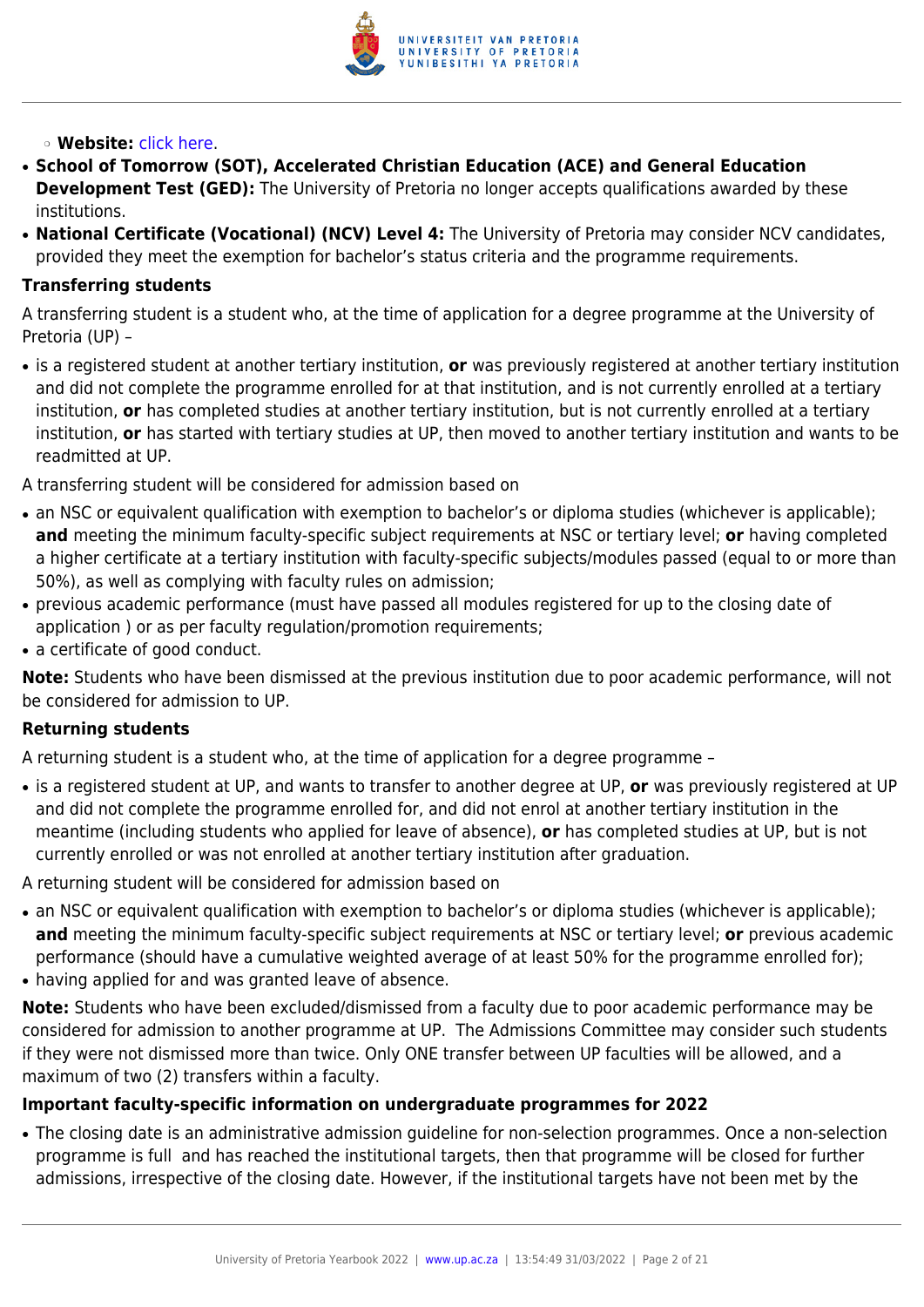- **Website:** click here.
- **School of Tomorrow (SOT), Accelerated Christian Education (ACE) and General Education Development Test (GED):** The University of Pretoria no longer accepts qualifications awarded by these institutions.
- **National Certificate (Vocational) (NCV) Level 4:** The University of Pretoria may consider NCV candidates, provided they meet the exemption for bachelor's status criteria and the programme requirements.

**Transferring students**

A transferring student is a student who, at the time of application for a degree programme at the University of Pretoria (UP) –

- is a registered student at another tertiary institution, **or** was previously registered at another tertiary institution and did not complete the programme enrolled for at that institution, and is not currently enrolled at a tertiary institution, **or** has completed studies at another tertiary institution, but is not currently enrolled at a tertiary institution, **or** has started with tertiary studies at UP, then moved to another tertiary institution and wants to be readmitted at UP.

A transferring student will be considered for admission based on

- an NSC or equivalent qualification with exemption to bachelor's or diploma studies (whichever is applicable); **and** meeting the minimum faculty-specific subject requirements at NSC or tertiary level; **or** having completed a higher certificate at a tertiary institution with faculty-specific subjects/modules passed (equal to or more than 50%), as well as complying with faculty rules on admission;
- previous academic performance (must have passed all modules registered for up to the closing date of application ) or as per faculty regulation/promotion requirements;
- a certificate of good conduct.

**Note:** Students who have been dismissed at the previous institution due to poor academic performance, will not be considered for admission to UP.

**Returning students**

A returning student is a student who, at the time of application for a degree programme –

- is a registered student at UP, and wants to transfer to another degree at UP, **or** was previously registered at UP and did not complete the programme enrolled for, and did not enrol at another tertiary institution in the meantime (including students who applied for leave of absence), **or** has completed studies at UP, but is not currently enrolled or was not enrolled at another tertiary institution after graduation.

A returning student will be considered for admission based on

- an NSC or equivalent qualification with exemption to bachelor's or diploma studies (whichever is applicable); **and** meeting the minimum faculty-specific subject requirements at NSC or tertiary level; **or** previous academic performance (should have a cumulative weighted average of at least 50% for the programme enrolled for);
- having applied for and was granted leave of absence.

**Note:** Students who have been excluded/dismissed from a faculty due to poor academic performance may be considered for admission to another programme at UP. The Admissions Committee may consider such students if they were not dismissed more than twice. Only ONE transfer between UP faculties will be allowed, and a maximum of two (2) transfers within a faculty.

**Important faculty-specific information on undergraduate programmes for 2022**

- The closing date is an administrative admission guideline for non-selection programmes. Once a non-selection programme is full and has reached the institutional targets, then that programme will be closed for further admissions, irrespective of the closing date. However, if the institutional targets have not been met by the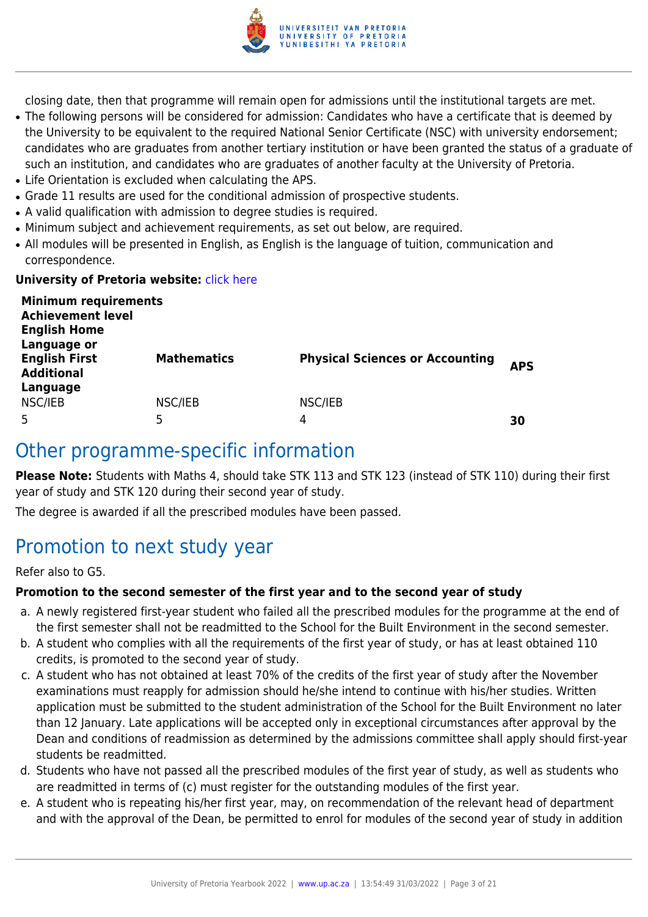closing date, then that programme will remain open for admissions until the institutional targets are met.

- The following persons will be considered for admission: Candidates who have a certificate that is deemed by the University to be equivalent to the required National Senior Certificate (NSC) with university endorsement; candidates who are graduates from another tertiary institution or have been granted the status of a graduate of such an institution, and candidates who are graduates of another faculty at the University of Pretoria.
- Life Orientation is excluded when calculating the APS.
- Grade 11 results are used for the conditional admission of prospective students.
- A valid qualification with admission to degree studies is required.
- Minimum subject and achievement requirements, as set out below, are required.
- All modules will be presented in English, as English is the language of tuition, communication and correspondence.

**University of Pretoria website:** click here

| **Minimum requirements Achievement level English Home Language or English First Additional Language** | **Mathematics** | **Physical Sciences or Accounting** | **APS** |
|---|---|---|---|
| NSC/IEB | NSC/IEB | NSC/IEB | |
| 5 | 5 | 4 | **30** |

## Other programme-specific information

**Please Note:** Students with Maths 4, should take STK 113 and STK 123 (instead of STK 110) during their first year of study and STK 120 during their second year of study.

The degree is awarded if all the prescribed modules have been passed.

## Promotion to next study year

Refer also to G5.

**Promotion to the second semester of the first year and to the second year of study**

a. A newly registered first-year student who failed all the prescribed modules for the programme at the end of the first semester shall not be readmitted to the School for the Built Environment in the second semester.
b. A student who complies with all the requirements of the first year of study, or has at least obtained 110 credits, is promoted to the second year of study.
c. A student who has not obtained at least 70% of the credits of the first year of study after the November examinations must reapply for admission should he/she intend to continue with his/her studies. Written application must be submitted to the student administration of the School for the Built Environment no later than 12 January. Late applications will be accepted only in exceptional circumstances after approval by the Dean and conditions of readmission as determined by the admissions committee shall apply should first-year students be readmitted.
d. Students who have not passed all the prescribed modules of the first year of study, as well as students who are readmitted in terms of (c) must register for the outstanding modules of the first year.
e. A student who is repeating his/her first year, may, on recommendation of the relevant head of department and with the approval of the Dean, be permitted to enrol for modules of the second year of study in addition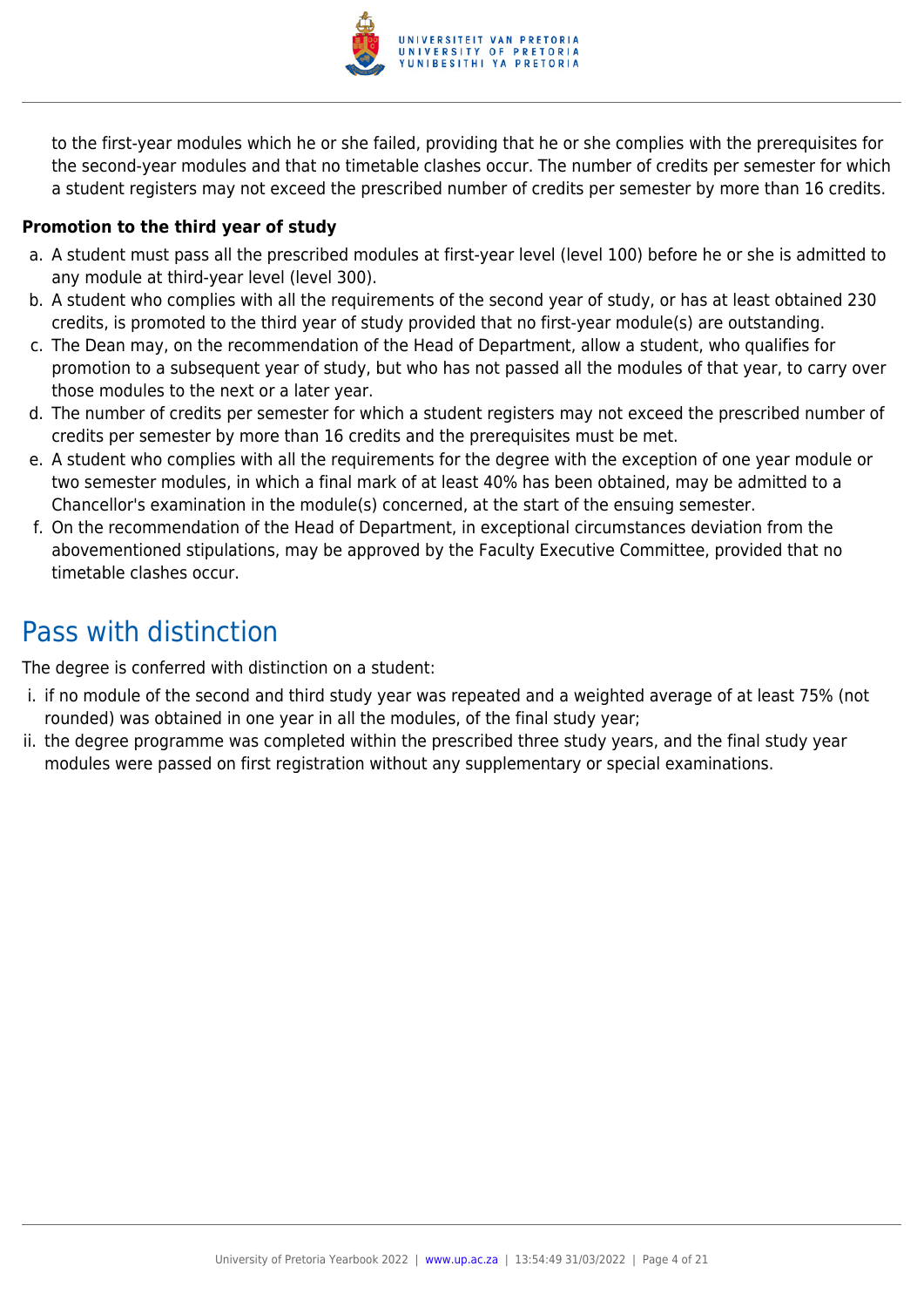to the first-year modules which he or she failed, providing that he or she complies with the prerequisites for the second-year modules and that no timetable clashes occur. The number of credits per semester for which a student registers may not exceed the prescribed number of credits per semester by more than 16 credits.

**Promotion to the third year of study**

a. A student must pass all the prescribed modules at first-year level (level 100) before he or she is admitted to any module at third-year level (level 300).
b. A student who complies with all the requirements of the second year of study, or has at least obtained 230 credits, is promoted to the third year of study provided that no first-year module(s) are outstanding.
c. The Dean may, on the recommendation of the Head of Department, allow a student, who qualifies for promotion to a subsequent year of study, but who has not passed all the modules of that year, to carry over those modules to the next or a later year.
d. The number of credits per semester for which a student registers may not exceed the prescribed number of credits per semester by more than 16 credits and the prerequisites must be met.
e. A student who complies with all the requirements for the degree with the exception of one year module or two semester modules, in which a final mark of at least 40% has been obtained, may be admitted to a Chancellor's examination in the module(s) concerned, at the start of the ensuing semester.
f. On the recommendation of the Head of Department, in exceptional circumstances deviation from the abovementioned stipulations, may be approved by the Faculty Executive Committee, provided that no timetable clashes occur.

## Pass with distinction

The degree is conferred with distinction on a student:

i. if no module of the second and third study year was repeated and a weighted average of at least 75% (not rounded) was obtained in one year in all the modules, of the final study year;
ii. the degree programme was completed within the prescribed three study years, and the final study year modules were passed on first registration without any supplementary or special examinations.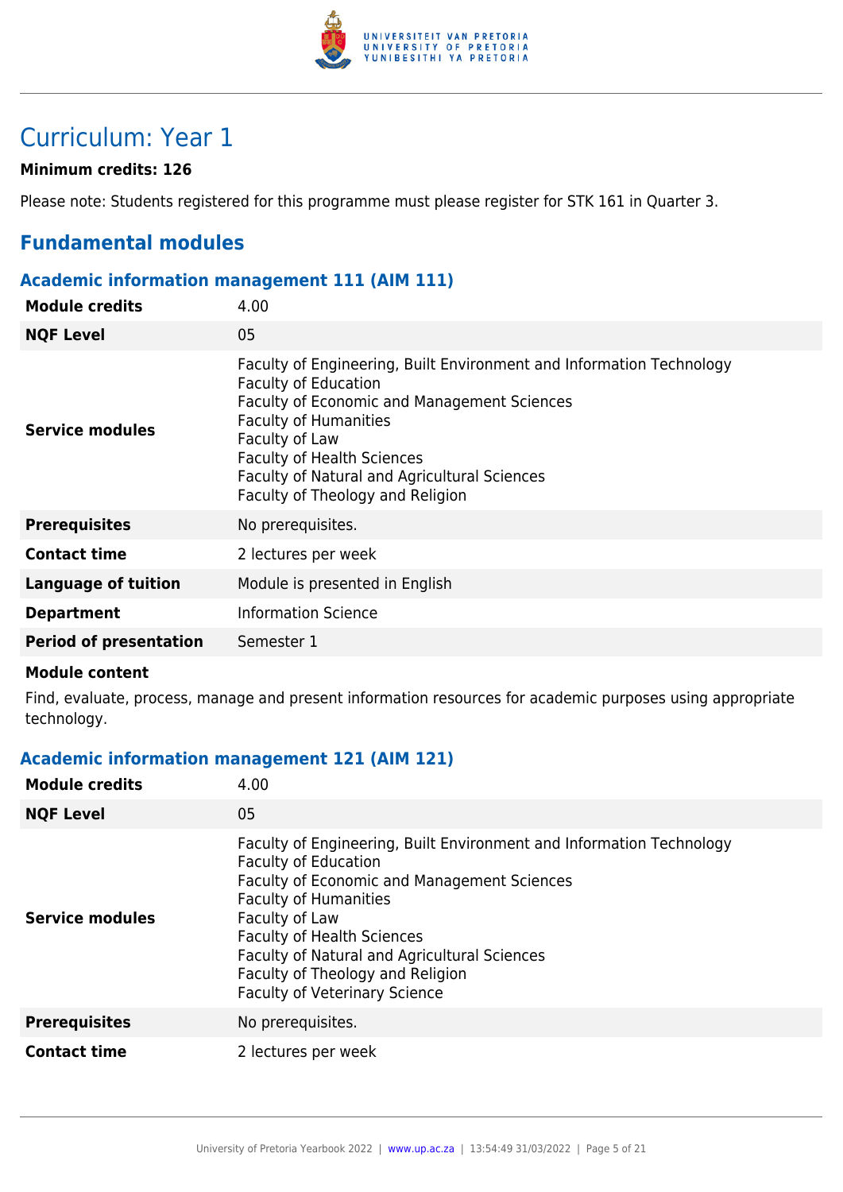# Curriculum: Year 1

**Minimum credits: 126**

Please note: Students registered for this programme must please register for STK 161 in Quarter 3.

## Fundamental modules

### Academic information management 111 (AIM 111)

| | |
|---|---|
| **Module credits** | 4.00 |
| **NQF Level** | 05 |
| **Service modules** | Faculty of Engineering, Built Environment and Information Technology<br>Faculty of Education<br>Faculty of Economic and Management Sciences<br>Faculty of Humanities<br>Faculty of Law<br>Faculty of Health Sciences<br>Faculty of Natural and Agricultural Sciences<br>Faculty of Theology and Religion |
| **Prerequisites** | No prerequisites. |
| **Contact time** | 2 lectures per week |
| **Language of tuition** | Module is presented in English |
| **Department** | Information Science |
| **Period of presentation** | Semester 1 |

**Module content**

Find, evaluate, process, manage and present information resources for academic purposes using appropriate technology.

### Academic information management 121 (AIM 121)

| | |
|---|---|
| **Module credits** | 4.00 |
| **NQF Level** | 05 |
| **Service modules** | Faculty of Engineering, Built Environment and Information Technology<br>Faculty of Education<br>Faculty of Economic and Management Sciences<br>Faculty of Humanities<br>Faculty of Law<br>Faculty of Health Sciences<br>Faculty of Natural and Agricultural Sciences<br>Faculty of Theology and Religion<br>Faculty of Veterinary Science |
| **Prerequisites** | No prerequisites. |
| **Contact time** | 2 lectures per week |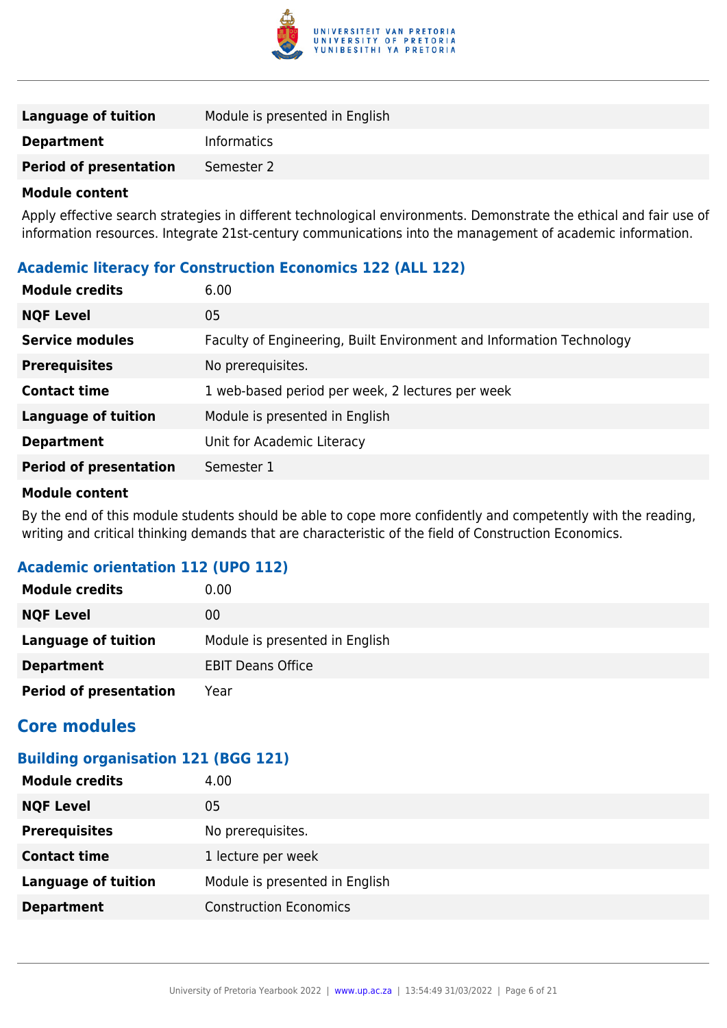| | |
|---|---|
| **Language of tuition** | Module is presented in English |
| **Department** | Informatics |
| **Period of presentation** | Semester 2 |

**Module content**

Apply effective search strategies in different technological environments. Demonstrate the ethical and fair use of information resources. Integrate 21st-century communications into the management of academic information.

### Academic literacy for Construction Economics 122 (ALL 122)

| | |
|---|---|
| **Module credits** | 6.00 |
| **NQF Level** | 05 |
| **Service modules** | Faculty of Engineering, Built Environment and Information Technology |
| **Prerequisites** | No prerequisites. |
| **Contact time** | 1 web-based period per week, 2 lectures per week |
| **Language of tuition** | Module is presented in English |
| **Department** | Unit for Academic Literacy |
| **Period of presentation** | Semester 1 |

**Module content**

By the end of this module students should be able to cope more confidently and competently with the reading, writing and critical thinking demands that are characteristic of the field of Construction Economics.

### Academic orientation 112 (UPO 112)

| | |
|---|---|
| **Module credits** | 0.00 |
| **NQF Level** | 00 |
| **Language of tuition** | Module is presented in English |
| **Department** | EBIT Deans Office |
| **Period of presentation** | Year |

## Core modules

### Building organisation 121 (BGG 121)

| | |
|---|---|
| **Module credits** | 4.00 |
| **NQF Level** | 05 |
| **Prerequisites** | No prerequisites. |
| **Contact time** | 1 lecture per week |
| **Language of tuition** | Module is presented in English |
| **Department** | Construction Economics |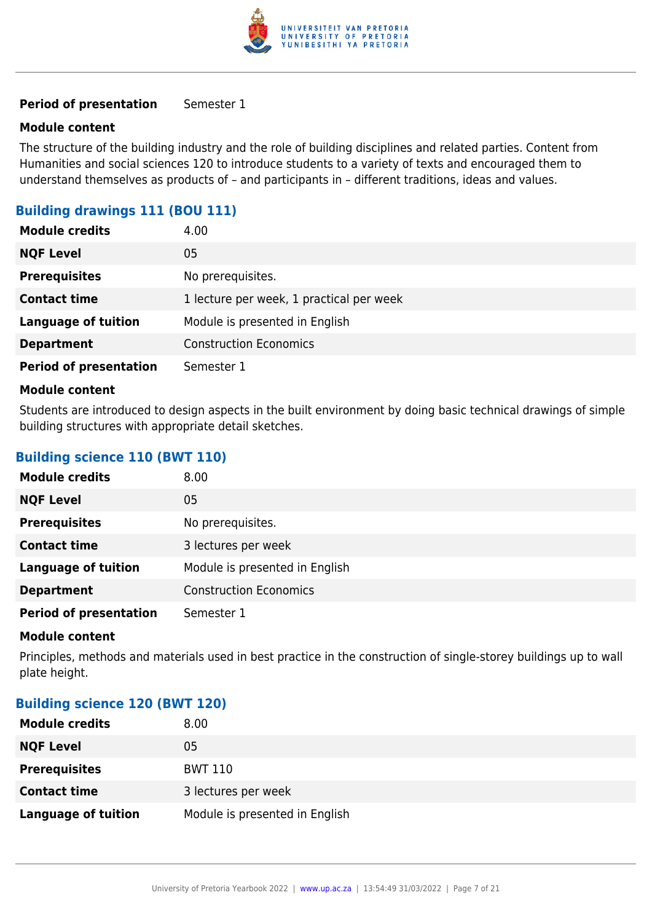| | |
|---|---|
| **Period of presentation** | Semester 1 |

**Module content**

The structure of the building industry and the role of building disciplines and related parties. Content from Humanities and social sciences 120 to introduce students to a variety of texts and encouraged them to understand themselves as products of – and participants in – different traditions, ideas and values.

### Building drawings 111 (BOU 111)

| | |
|---|---|
| **Module credits** | 4.00 |
| **NQF Level** | 05 |
| **Prerequisites** | No prerequisites. |
| **Contact time** | 1 lecture per week, 1 practical per week |
| **Language of tuition** | Module is presented in English |
| **Department** | Construction Economics |
| **Period of presentation** | Semester 1 |

**Module content**

Students are introduced to design aspects in the built environment by doing basic technical drawings of simple building structures with appropriate detail sketches.

### Building science 110 (BWT 110)

| | |
|---|---|
| **Module credits** | 8.00 |
| **NQF Level** | 05 |
| **Prerequisites** | No prerequisites. |
| **Contact time** | 3 lectures per week |
| **Language of tuition** | Module is presented in English |
| **Department** | Construction Economics |
| **Period of presentation** | Semester 1 |

**Module content**

Principles, methods and materials used in best practice in the construction of single-storey buildings up to wall plate height.

### Building science 120 (BWT 120)

| | |
|---|---|
| **Module credits** | 8.00 |
| **NQF Level** | 05 |
| **Prerequisites** | BWT 110 |
| **Contact time** | 3 lectures per week |
| **Language of tuition** | Module is presented in English |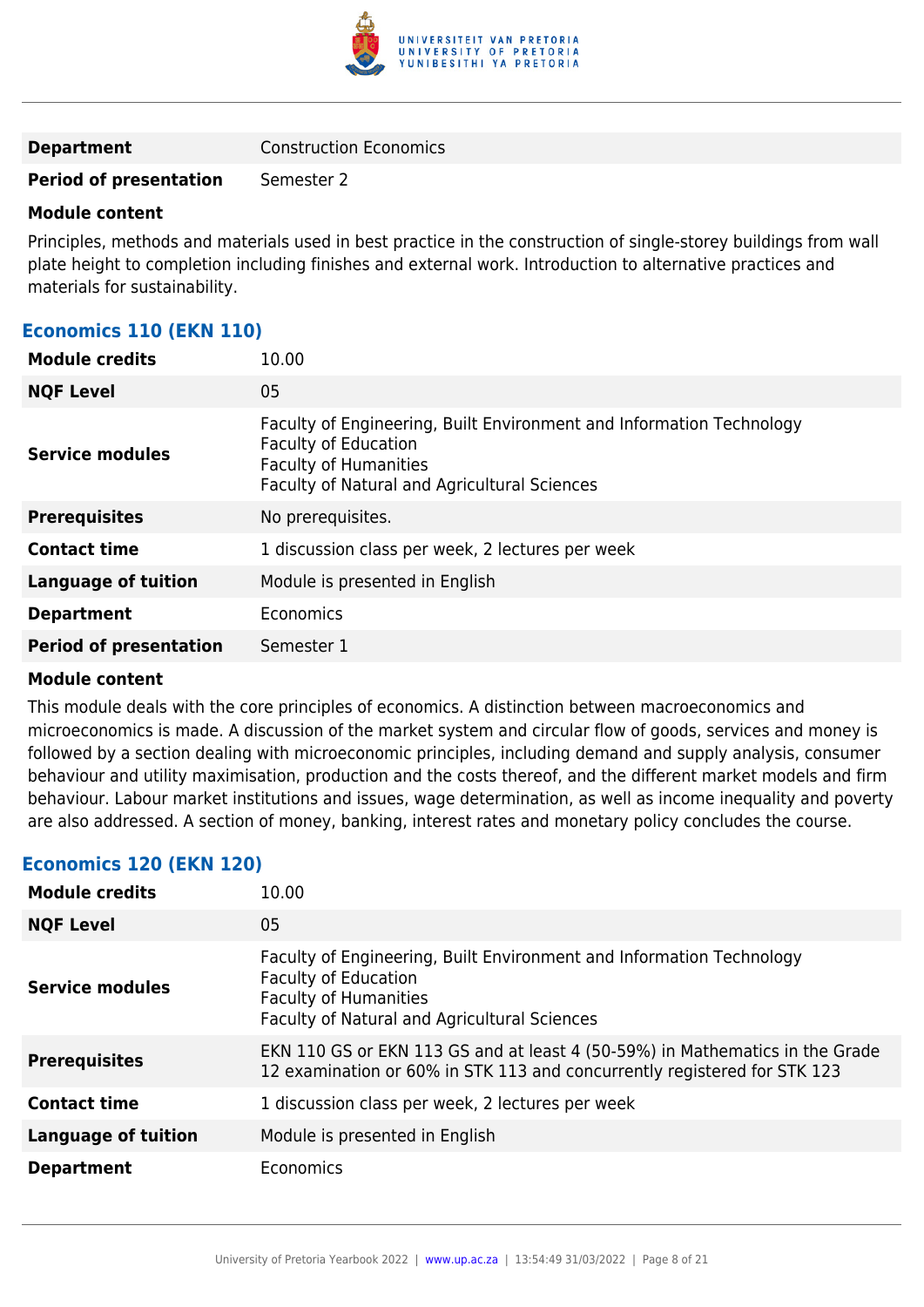| | |
|---|---|
| **Department** | Construction Economics |
| **Period of presentation** | Semester 2 |

**Module content**

Principles, methods and materials used in best practice in the construction of single-storey buildings from wall plate height to completion including finishes and external work. Introduction to alternative practices and materials for sustainability.

### Economics 110 (EKN 110)

| | |
|---|---|
| **Module credits** | 10.00 |
| **NQF Level** | 05 |
| **Service modules** | Faculty of Engineering, Built Environment and Information Technology<br>Faculty of Education<br>Faculty of Humanities<br>Faculty of Natural and Agricultural Sciences |
| **Prerequisites** | No prerequisites. |
| **Contact time** | 1 discussion class per week, 2 lectures per week |
| **Language of tuition** | Module is presented in English |
| **Department** | Economics |
| **Period of presentation** | Semester 1 |

**Module content**

This module deals with the core principles of economics. A distinction between macroeconomics and microeconomics is made. A discussion of the market system and circular flow of goods, services and money is followed by a section dealing with microeconomic principles, including demand and supply analysis, consumer behaviour and utility maximisation, production and the costs thereof, and the different market models and firm behaviour. Labour market institutions and issues, wage determination, as well as income inequality and poverty are also addressed. A section of money, banking, interest rates and monetary policy concludes the course.

### Economics 120 (EKN 120)

| | |
|---|---|
| **Module credits** | 10.00 |
| **NQF Level** | 05 |
| **Service modules** | Faculty of Engineering, Built Environment and Information Technology<br>Faculty of Education<br>Faculty of Humanities<br>Faculty of Natural and Agricultural Sciences |
| **Prerequisites** | EKN 110 GS or EKN 113 GS and at least 4 (50-59%) in Mathematics in the Grade 12 examination or 60% in STK 113 and concurrently registered for STK 123 |
| **Contact time** | 1 discussion class per week, 2 lectures per week |
| **Language of tuition** | Module is presented in English |
| **Department** | Economics |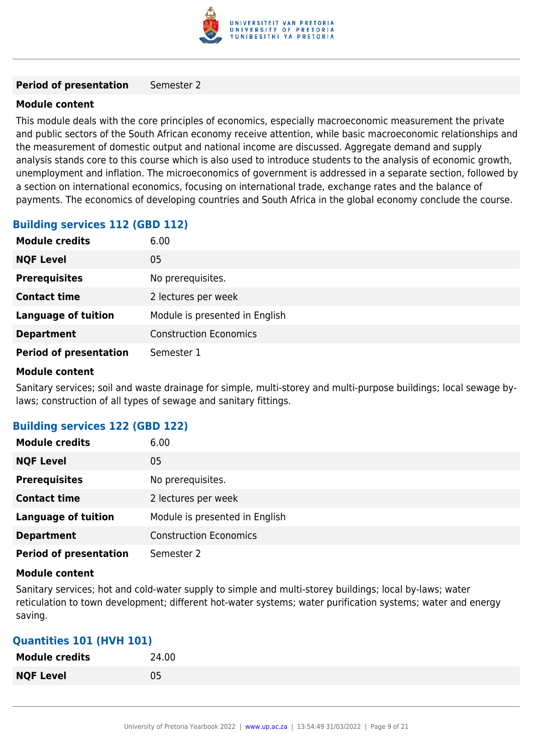| | |
|---|---|
| **Period of presentation** | Semester 2 |

**Module content**

This module deals with the core principles of economics, especially macroeconomic measurement the private and public sectors of the South African economy receive attention, while basic macroeconomic relationships and the measurement of domestic output and national income are discussed. Aggregate demand and supply analysis stands core to this course which is also used to introduce students to the analysis of economic growth, unemployment and inflation. The microeconomics of government is addressed in a separate section, followed by a section on international economics, focusing on international trade, exchange rates and the balance of payments. The economics of developing countries and South Africa in the global economy conclude the course.

### Building services 112 (GBD 112)

| | |
|---|---|
| **Module credits** | 6.00 |
| **NQF Level** | 05 |
| **Prerequisites** | No prerequisites. |
| **Contact time** | 2 lectures per week |
| **Language of tuition** | Module is presented in English |
| **Department** | Construction Economics |
| **Period of presentation** | Semester 1 |

**Module content**

Sanitary services; soil and waste drainage for simple, multi-storey and multi-purpose buildings; local sewage by-laws; construction of all types of sewage and sanitary fittings.

### Building services 122 (GBD 122)

| | |
|---|---|
| **Module credits** | 6.00 |
| **NQF Level** | 05 |
| **Prerequisites** | No prerequisites. |
| **Contact time** | 2 lectures per week |
| **Language of tuition** | Module is presented in English |
| **Department** | Construction Economics |
| **Period of presentation** | Semester 2 |

**Module content**

Sanitary services; hot and cold-water supply to simple and multi-storey buildings; local by-laws; water reticulation to town development; different hot-water systems; water purification systems; water and energy saving.

### Quantities 101 (HVH 101)

| | |
|---|---|
| **Module credits** | 24.00 |
| **NQF Level** | 05 |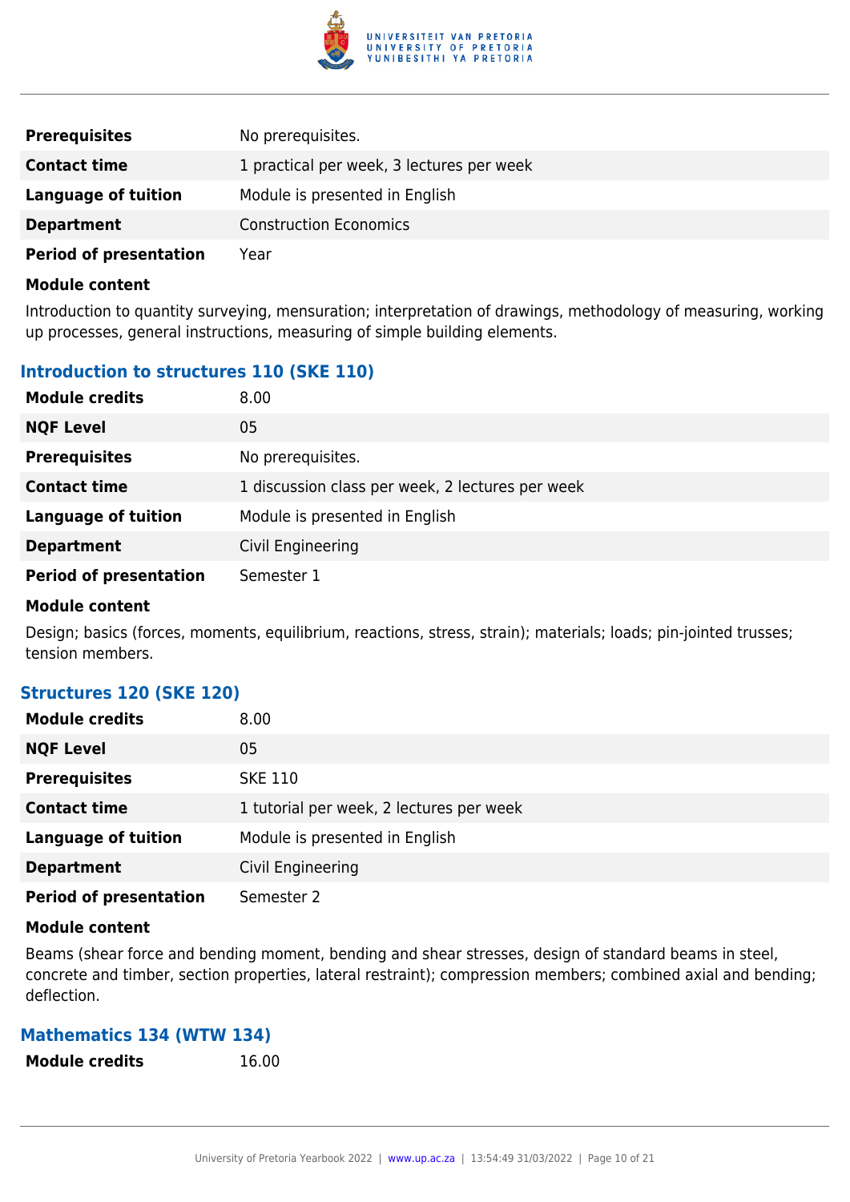| | |
|---|---|
| **Prerequisites** | No prerequisites. |
| **Contact time** | 1 practical per week, 3 lectures per week |
| **Language of tuition** | Module is presented in English |
| **Department** | Construction Economics |
| **Period of presentation** | Year |

**Module content**

Introduction to quantity surveying, mensuration; interpretation of drawings, methodology of measuring, working up processes, general instructions, measuring of simple building elements.

### Introduction to structures 110 (SKE 110)

| | |
|---|---|
| **Module credits** | 8.00 |
| **NQF Level** | 05 |
| **Prerequisites** | No prerequisites. |
| **Contact time** | 1 discussion class per week, 2 lectures per week |
| **Language of tuition** | Module is presented in English |
| **Department** | Civil Engineering |
| **Period of presentation** | Semester 1 |

**Module content**

Design; basics (forces, moments, equilibrium, reactions, stress, strain); materials; loads; pin-jointed trusses; tension members.

### Structures 120 (SKE 120)

| | |
|---|---|
| **Module credits** | 8.00 |
| **NQF Level** | 05 |
| **Prerequisites** | SKE 110 |
| **Contact time** | 1 tutorial per week, 2 lectures per week |
| **Language of tuition** | Module is presented in English |
| **Department** | Civil Engineering |
| **Period of presentation** | Semester 2 |

**Module content**

Beams (shear force and bending moment, bending and shear stresses, design of standard beams in steel, concrete and timber, section properties, lateral restraint); compression members; combined axial and bending; deflection.

### Mathematics 134 (WTW 134)

| | |
|---|---|
| **Module credits** | 16.00 |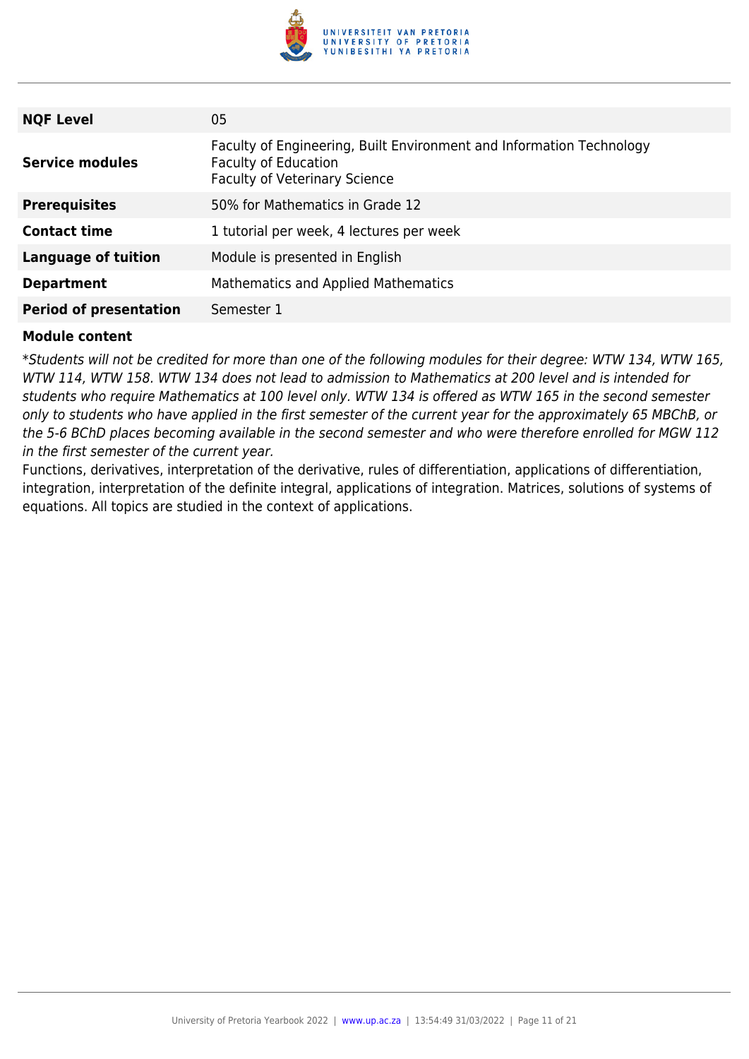| | |
|---|---|
| **NQF Level** | 05 |
| **Service modules** | Faculty of Engineering, Built Environment and Information Technology<br>Faculty of Education<br>Faculty of Veterinary Science |
| **Prerequisites** | 50% for Mathematics in Grade 12 |
| **Contact time** | 1 tutorial per week, 4 lectures per week |
| **Language of tuition** | Module is presented in English |
| **Department** | Mathematics and Applied Mathematics |
| **Period of presentation** | Semester 1 |

**Module content**

**Students will not be credited for more than one of the following modules for their degree: WTW 134, WTW 165, WTW 114, WTW 158. WTW 134 does not lead to admission to Mathematics at 200 level and is intended for students who require Mathematics at 100 level only. WTW 134 is offered as WTW 165 in the second semester only to students who have applied in the first semester of the current year for the approximately 65 MBChB, or the 5-6 BChD places becoming available in the second semester and who were therefore enrolled for MGW 112 in the first semester of the current year.*

Functions, derivatives, interpretation of the derivative, rules of differentiation, applications of differentiation, integration, interpretation of the definite integral, applications of integration. Matrices, solutions of systems of equations. All topics are studied in the context of applications.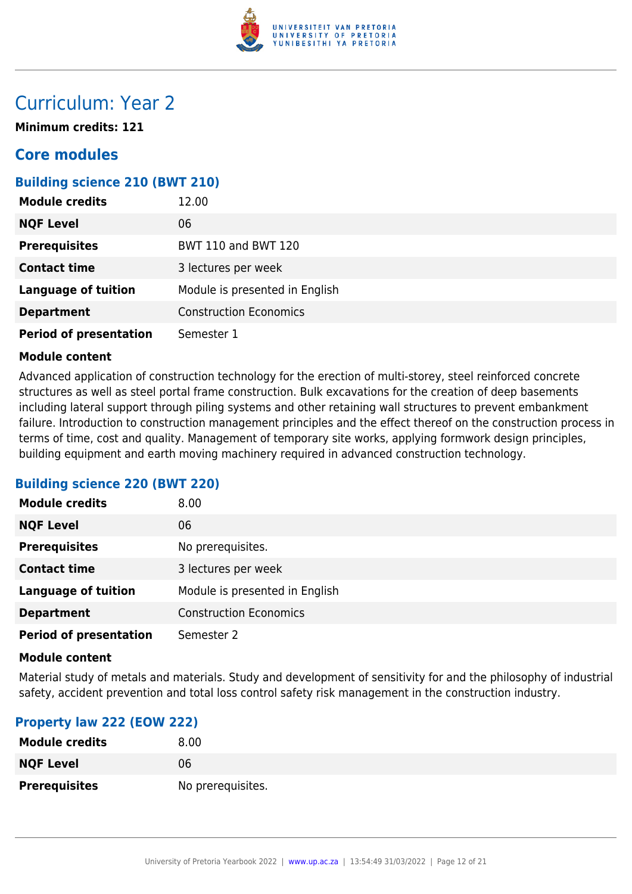# Curriculum: Year 2

**Minimum credits: 121**

## Core modules

### Building science 210 (BWT 210)

| | |
|---|---|
| **Module credits** | 12.00 |
| **NQF Level** | 06 |
| **Prerequisites** | BWT 110 and BWT 120 |
| **Contact time** | 3 lectures per week |
| **Language of tuition** | Module is presented in English |
| **Department** | Construction Economics |
| **Period of presentation** | Semester 1 |

**Module content**

Advanced application of construction technology for the erection of multi-storey, steel reinforced concrete structures as well as steel portal frame construction. Bulk excavations for the creation of deep basements including lateral support through piling systems and other retaining wall structures to prevent embankment failure. Introduction to construction management principles and the effect thereof on the construction process in terms of time, cost and quality. Management of temporary site works, applying formwork design principles, building equipment and earth moving machinery required in advanced construction technology.

### Building science 220 (BWT 220)

| | |
|---|---|
| **Module credits** | 8.00 |
| **NQF Level** | 06 |
| **Prerequisites** | No prerequisites. |
| **Contact time** | 3 lectures per week |
| **Language of tuition** | Module is presented in English |
| **Department** | Construction Economics |
| **Period of presentation** | Semester 2 |

**Module content**

Material study of metals and materials. Study and development of sensitivity for and the philosophy of industrial safety, accident prevention and total loss control safety risk management in the construction industry.

### Property law 222 (EOW 222)

| | |
|---|---|
| **Module credits** | 8.00 |
| **NQF Level** | 06 |
| **Prerequisites** | No prerequisites. |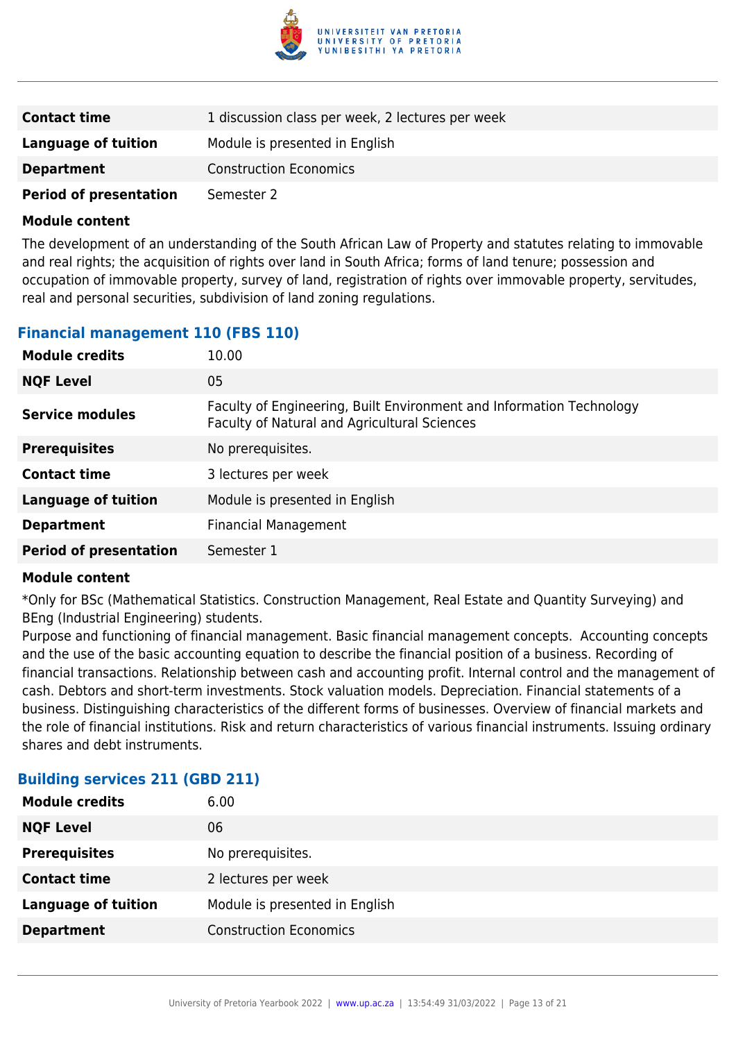| | |
|---|---|
| **Contact time** | 1 discussion class per week, 2 lectures per week |
| **Language of tuition** | Module is presented in English |
| **Department** | Construction Economics |
| **Period of presentation** | Semester 2 |

**Module content**

The development of an understanding of the South African Law of Property and statutes relating to immovable and real rights; the acquisition of rights over land in South Africa; forms of land tenure; possession and occupation of immovable property, survey of land, registration of rights over immovable property, servitudes, real and personal securities, subdivision of land zoning regulations.

### Financial management 110 (FBS 110)

| | |
|---|---|
| **Module credits** | 10.00 |
| **NQF Level** | 05 |
| **Service modules** | Faculty of Engineering, Built Environment and Information Technology<br>Faculty of Natural and Agricultural Sciences |
| **Prerequisites** | No prerequisites. |
| **Contact time** | 3 lectures per week |
| **Language of tuition** | Module is presented in English |
| **Department** | Financial Management |
| **Period of presentation** | Semester 1 |

**Module content**

*Only for BSc (Mathematical Statistics. Construction Management, Real Estate and Quantity Surveying) and BEng (Industrial Engineering) students.

Purpose and functioning of financial management. Basic financial management concepts. Accounting concepts and the use of the basic accounting equation to describe the financial position of a business. Recording of financial transactions. Relationship between cash and accounting profit. Internal control and the management of cash. Debtors and short-term investments. Stock valuation models. Depreciation. Financial statements of a business. Distinguishing characteristics of the different forms of businesses. Overview of financial markets and the role of financial institutions. Risk and return characteristics of various financial instruments. Issuing ordinary shares and debt instruments.

### Building services 211 (GBD 211)

| | |
|---|---|
| **Module credits** | 6.00 |
| **NQF Level** | 06 |
| **Prerequisites** | No prerequisites. |
| **Contact time** | 2 lectures per week |
| **Language of tuition** | Module is presented in English |
| **Department** | Construction Economics |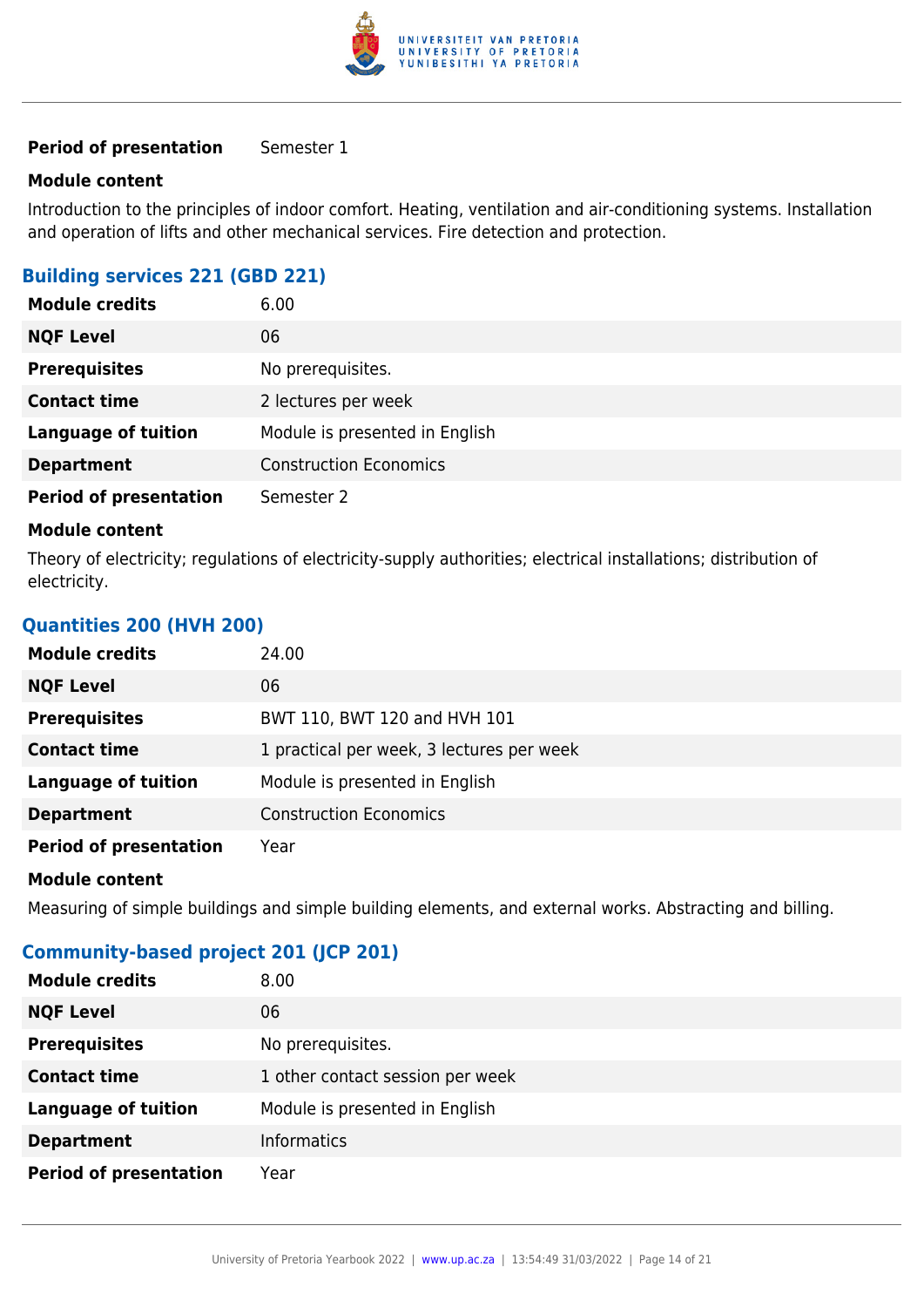| | |
|---|---|
| **Period of presentation** | Semester 1 |

**Module content**

Introduction to the principles of indoor comfort. Heating, ventilation and air-conditioning systems. Installation and operation of lifts and other mechanical services. Fire detection and protection.

### Building services 221 (GBD 221)

| | |
|---|---|
| **Module credits** | 6.00 |
| **NQF Level** | 06 |
| **Prerequisites** | No prerequisites. |
| **Contact time** | 2 lectures per week |
| **Language of tuition** | Module is presented in English |
| **Department** | Construction Economics |
| **Period of presentation** | Semester 2 |

**Module content**

Theory of electricity; regulations of electricity-supply authorities; electrical installations; distribution of electricity.

### Quantities 200 (HVH 200)

| | |
|---|---|
| **Module credits** | 24.00 |
| **NQF Level** | 06 |
| **Prerequisites** | BWT 110, BWT 120 and HVH 101 |
| **Contact time** | 1 practical per week, 3 lectures per week |
| **Language of tuition** | Module is presented in English |
| **Department** | Construction Economics |
| **Period of presentation** | Year |

**Module content**

Measuring of simple buildings and simple building elements, and external works. Abstracting and billing.

### Community-based project 201 (JCP 201)

| | |
|---|---|
| **Module credits** | 8.00 |
| **NQF Level** | 06 |
| **Prerequisites** | No prerequisites. |
| **Contact time** | 1 other contact session per week |
| **Language of tuition** | Module is presented in English |
| **Department** | Informatics |
| **Period of presentation** | Year |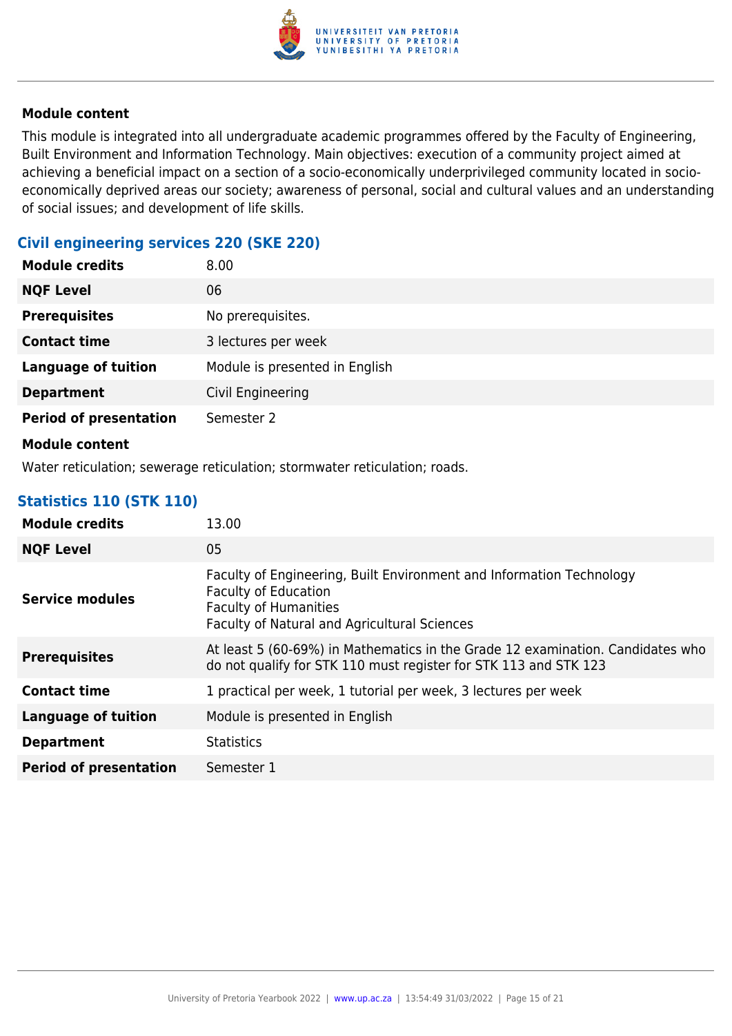#### Module content

This module is integrated into all undergraduate academic programmes offered by the Faculty of Engineering, Built Environment and Information Technology. Main objectives: execution of a community project aimed at achieving a beneficial impact on a section of a socio-economically underprivileged community located in socio-economically deprived areas our society; awareness of personal, social and cultural values and an understanding of social issues; and development of life skills.

### Civil engineering services 220 (SKE 220)

| | |
|---|---|
| **Module credits** | 8.00 |
| **NQF Level** | 06 |
| **Prerequisites** | No prerequisites. |
| **Contact time** | 3 lectures per week |
| **Language of tuition** | Module is presented in English |
| **Department** | Civil Engineering |
| **Period of presentation** | Semester 2 |

#### Module content

Water reticulation; sewerage reticulation; stormwater reticulation; roads.

### Statistics 110 (STK 110)

| | |
|---|---|
| **Module credits** | 13.00 |
| **NQF Level** | 05 |
| **Service modules** | Faculty of Engineering, Built Environment and Information Technology<br>Faculty of Education<br>Faculty of Humanities<br>Faculty of Natural and Agricultural Sciences |
| **Prerequisites** | At least 5 (60-69%) in Mathematics in the Grade 12 examination. Candidates who do not qualify for STK 110 must register for STK 113 and STK 123 |
| **Contact time** | 1 practical per week, 1 tutorial per week, 3 lectures per week |
| **Language of tuition** | Module is presented in English |
| **Department** | Statistics |
| **Period of presentation** | Semester 1 |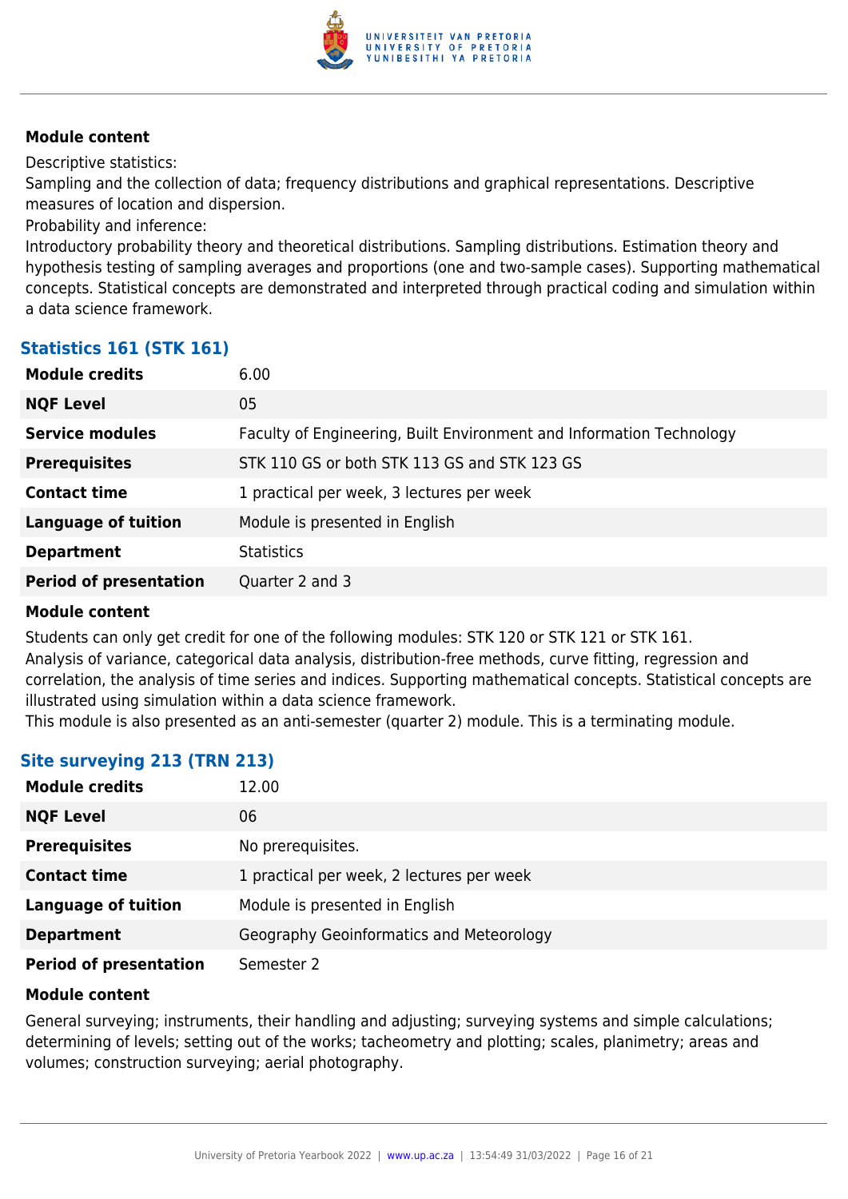**Module content**

Descriptive statistics:
Sampling and the collection of data; frequency distributions and graphical representations. Descriptive measures of location and dispersion.
Probability and inference:
Introductory probability theory and theoretical distributions. Sampling distributions. Estimation theory and hypothesis testing of sampling averages and proportions (one and two-sample cases). Supporting mathematical concepts. Statistical concepts are demonstrated and interpreted through practical coding and simulation within a data science framework.

### Statistics 161 (STK 161)

| | |
|---|---|
| **Module credits** | 6.00 |
| **NQF Level** | 05 |
| **Service modules** | Faculty of Engineering, Built Environment and Information Technology |
| **Prerequisites** | STK 110 GS or both STK 113 GS and STK 123 GS |
| **Contact time** | 1 practical per week, 3 lectures per week |
| **Language of tuition** | Module is presented in English |
| **Department** | Statistics |
| **Period of presentation** | Quarter 2 and 3 |

**Module content**

Students can only get credit for one of the following modules: STK 120 or STK 121 or STK 161.
Analysis of variance, categorical data analysis, distribution-free methods, curve fitting, regression and correlation, the analysis of time series and indices. Supporting mathematical concepts. Statistical concepts are illustrated using simulation within a data science framework.
This module is also presented as an anti-semester (quarter 2) module. This is a terminating module.

### Site surveying 213 (TRN 213)

| | |
|---|---|
| **Module credits** | 12.00 |
| **NQF Level** | 06 |
| **Prerequisites** | No prerequisites. |
| **Contact time** | 1 practical per week, 2 lectures per week |
| **Language of tuition** | Module is presented in English |
| **Department** | Geography Geoinformatics and Meteorology |
| **Period of presentation** | Semester 2 |

**Module content**

General surveying; instruments, their handling and adjusting; surveying systems and simple calculations; determining of levels; setting out of the works; tacheometry and plotting; scales, planimetry; areas and volumes; construction surveying; aerial photography.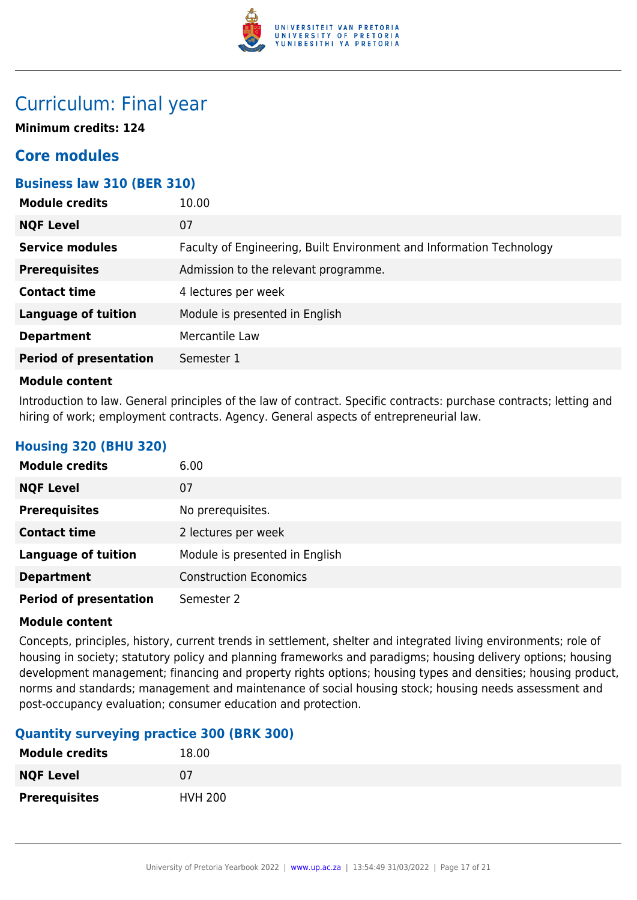# Curriculum: Final year

**Minimum credits: 124**

## Core modules

### Business law 310 (BER 310)

| | |
|---|---|
| **Module credits** | 10.00 |
| **NQF Level** | 07 |
| **Service modules** | Faculty of Engineering, Built Environment and Information Technology |
| **Prerequisites** | Admission to the relevant programme. |
| **Contact time** | 4 lectures per week |
| **Language of tuition** | Module is presented in English |
| **Department** | Mercantile Law |
| **Period of presentation** | Semester 1 |

**Module content**

Introduction to law. General principles of the law of contract. Specific contracts: purchase contracts; letting and hiring of work; employment contracts. Agency. General aspects of entrepreneurial law.

### Housing 320 (BHU 320)

| | |
|---|---|
| **Module credits** | 6.00 |
| **NQF Level** | 07 |
| **Prerequisites** | No prerequisites. |
| **Contact time** | 2 lectures per week |
| **Language of tuition** | Module is presented in English |
| **Department** | Construction Economics |
| **Period of presentation** | Semester 2 |

**Module content**

Concepts, principles, history, current trends in settlement, shelter and integrated living environments; role of housing in society; statutory policy and planning frameworks and paradigms; housing delivery options; housing development management; financing and property rights options; housing types and densities; housing product, norms and standards; management and maintenance of social housing stock; housing needs assessment and post-occupancy evaluation; consumer education and protection.

### Quantity surveying practice 300 (BRK 300)

| | |
|---|---|
| **Module credits** | 18.00 |
| **NQF Level** | 07 |
| **Prerequisites** | HVH 200 |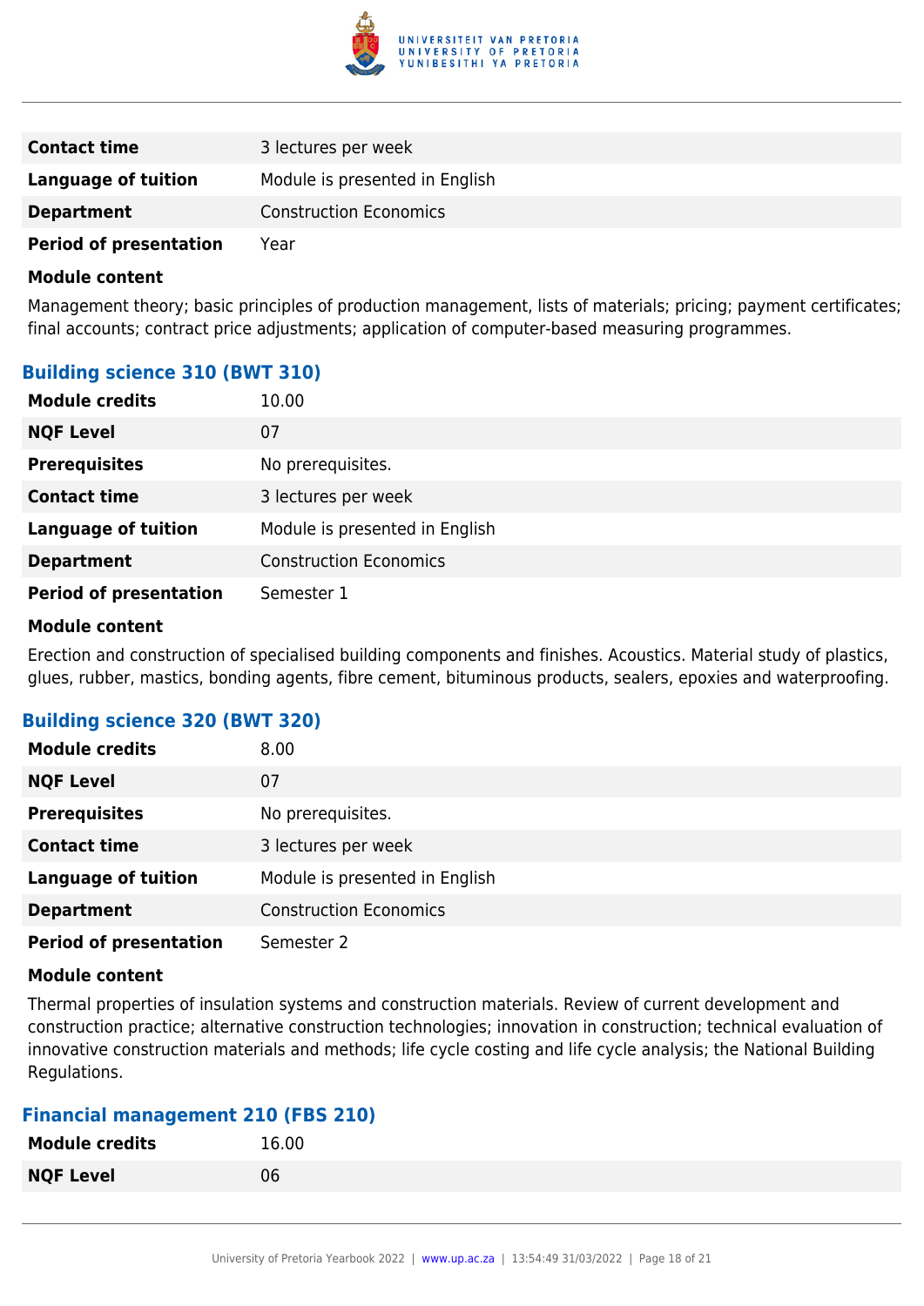| | |
|---|---|
| **Contact time** | 3 lectures per week |
| **Language of tuition** | Module is presented in English |
| **Department** | Construction Economics |
| **Period of presentation** | Year |

**Module content**

Management theory; basic principles of production management, lists of materials; pricing; payment certificates; final accounts; contract price adjustments; application of computer-based measuring programmes.

### Building science 310 (BWT 310)

| | |
|---|---|
| **Module credits** | 10.00 |
| **NQF Level** | 07 |
| **Prerequisites** | No prerequisites. |
| **Contact time** | 3 lectures per week |
| **Language of tuition** | Module is presented in English |
| **Department** | Construction Economics |
| **Period of presentation** | Semester 1 |

**Module content**

Erection and construction of specialised building components and finishes. Acoustics. Material study of plastics, glues, rubber, mastics, bonding agents, fibre cement, bituminous products, sealers, epoxies and waterproofing.

### Building science 320 (BWT 320)

| | |
|---|---|
| **Module credits** | 8.00 |
| **NQF Level** | 07 |
| **Prerequisites** | No prerequisites. |
| **Contact time** | 3 lectures per week |
| **Language of tuition** | Module is presented in English |
| **Department** | Construction Economics |
| **Period of presentation** | Semester 2 |

**Module content**

Thermal properties of insulation systems and construction materials. Review of current development and construction practice; alternative construction technologies; innovation in construction; technical evaluation of innovative construction materials and methods; life cycle costing and life cycle analysis; the National Building Regulations.

### Financial management 210 (FBS 210)

| | |
|---|---|
| **Module credits** | 16.00 |
| **NQF Level** | 06 |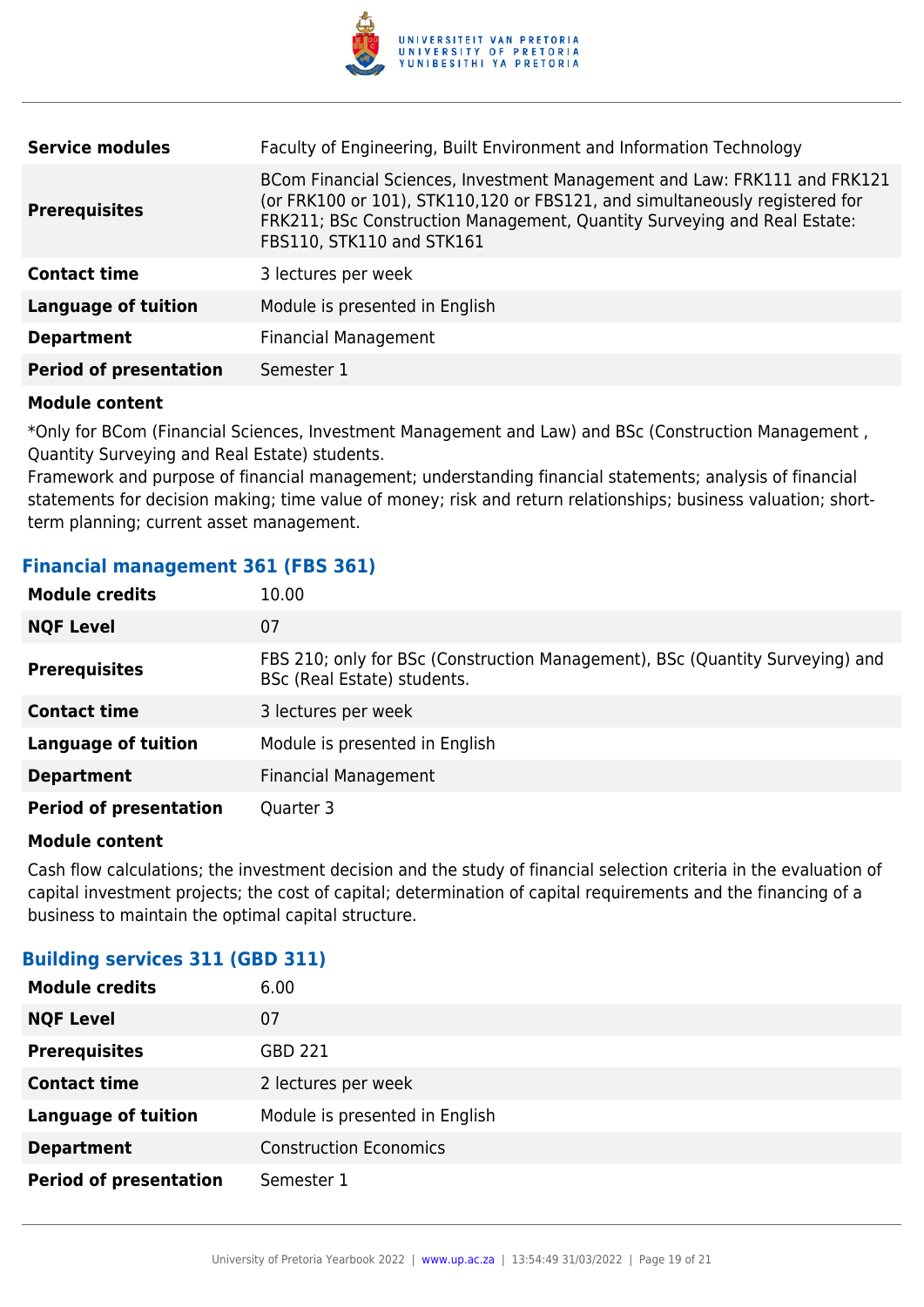| | |
|---|---|
| **Service modules** | Faculty of Engineering, Built Environment and Information Technology |
| **Prerequisites** | BCom Financial Sciences, Investment Management and Law: FRK111 and FRK121 (or FRK100 or 101), STK110,120 or FBS121, and simultaneously registered for FRK211; BSc Construction Management, Quantity Surveying and Real Estate: FBS110, STK110 and STK161 |
| **Contact time** | 3 lectures per week |
| **Language of tuition** | Module is presented in English |
| **Department** | Financial Management |
| **Period of presentation** | Semester 1 |

**Module content**

*Only for BCom (Financial Sciences, Investment Management and Law) and BSc (Construction Management , Quantity Surveying and Real Estate) students.
Framework and purpose of financial management; understanding financial statements; analysis of financial statements for decision making; time value of money; risk and return relationships; business valuation; short-term planning; current asset management.

### Financial management 361 (FBS 361)

| | |
|---|---|
| **Module credits** | 10.00 |
| **NQF Level** | 07 |
| **Prerequisites** | FBS 210; only for BSc (Construction Management), BSc (Quantity Surveying) and BSc (Real Estate) students. |
| **Contact time** | 3 lectures per week |
| **Language of tuition** | Module is presented in English |
| **Department** | Financial Management |
| **Period of presentation** | Quarter 3 |

**Module content**

Cash flow calculations; the investment decision and the study of financial selection criteria in the evaluation of capital investment projects; the cost of capital; determination of capital requirements and the financing of a business to maintain the optimal capital structure.

### Building services 311 (GBD 311)

| | |
|---|---|
| **Module credits** | 6.00 |
| **NQF Level** | 07 |
| **Prerequisites** | GBD 221 |
| **Contact time** | 2 lectures per week |
| **Language of tuition** | Module is presented in English |
| **Department** | Construction Economics |
| **Period of presentation** | Semester 1 |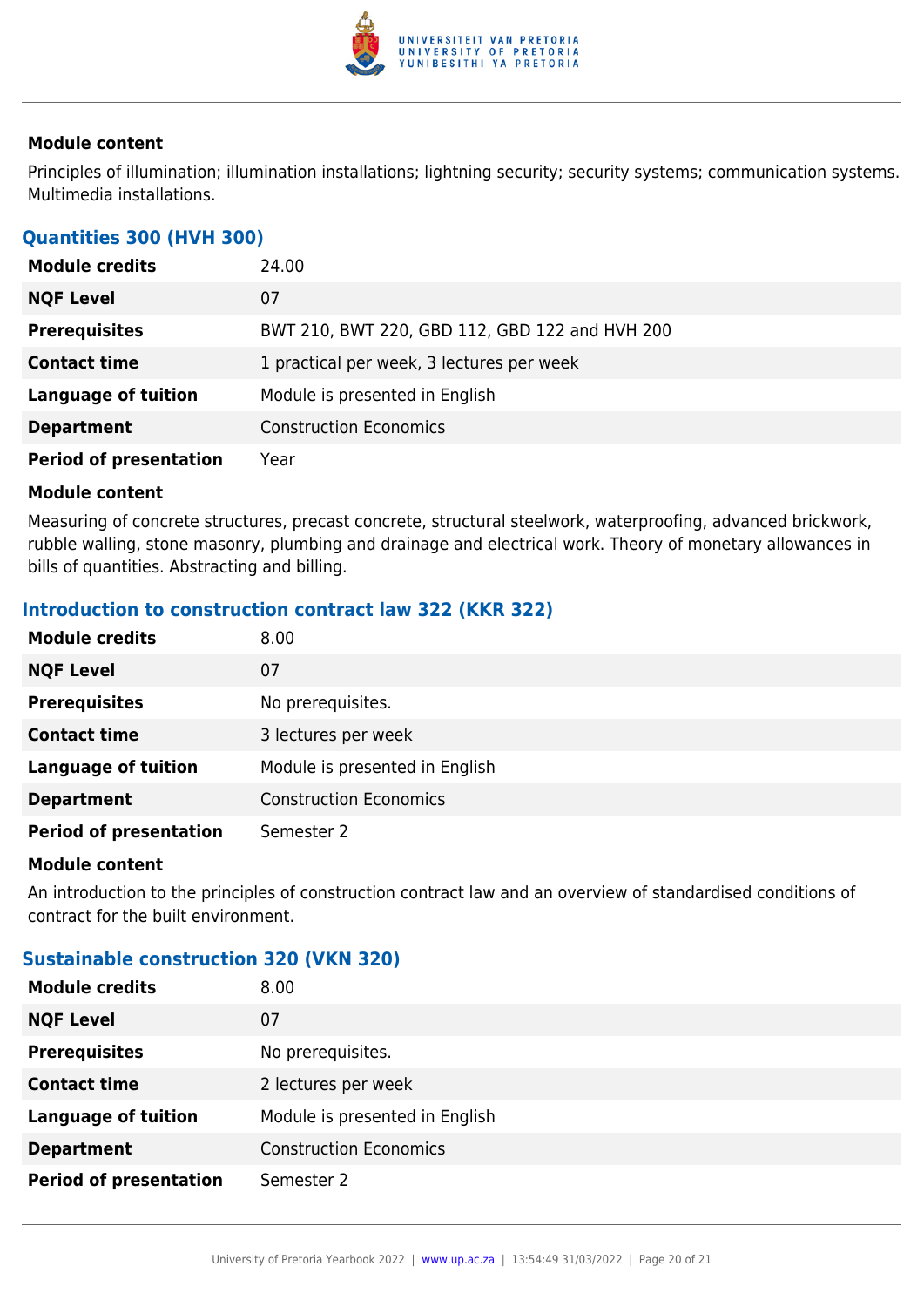#### Module content

Principles of illumination; illumination installations; lightning security; security systems; communication systems. Multimedia installations.

### Quantities 300 (HVH 300)

| | |
|---|---|
| **Module credits** | 24.00 |
| **NQF Level** | 07 |
| **Prerequisites** | BWT 210, BWT 220, GBD 112, GBD 122 and HVH 200 |
| **Contact time** | 1 practical per week, 3 lectures per week |
| **Language of tuition** | Module is presented in English |
| **Department** | Construction Economics |
| **Period of presentation** | Year |

#### Module content

Measuring of concrete structures, precast concrete, structural steelwork, waterproofing, advanced brickwork, rubble walling, stone masonry, plumbing and drainage and electrical work. Theory of monetary allowances in bills of quantities. Abstracting and billing.

### Introduction to construction contract law 322 (KKR 322)

| | |
|---|---|
| **Module credits** | 8.00 |
| **NQF Level** | 07 |
| **Prerequisites** | No prerequisites. |
| **Contact time** | 3 lectures per week |
| **Language of tuition** | Module is presented in English |
| **Department** | Construction Economics |
| **Period of presentation** | Semester 2 |

#### Module content

An introduction to the principles of construction contract law and an overview of standardised conditions of contract for the built environment.

### Sustainable construction 320 (VKN 320)

| | |
|---|---|
| **Module credits** | 8.00 |
| **NQF Level** | 07 |
| **Prerequisites** | No prerequisites. |
| **Contact time** | 2 lectures per week |
| **Language of tuition** | Module is presented in English |
| **Department** | Construction Economics |
| **Period of presentation** | Semester 2 |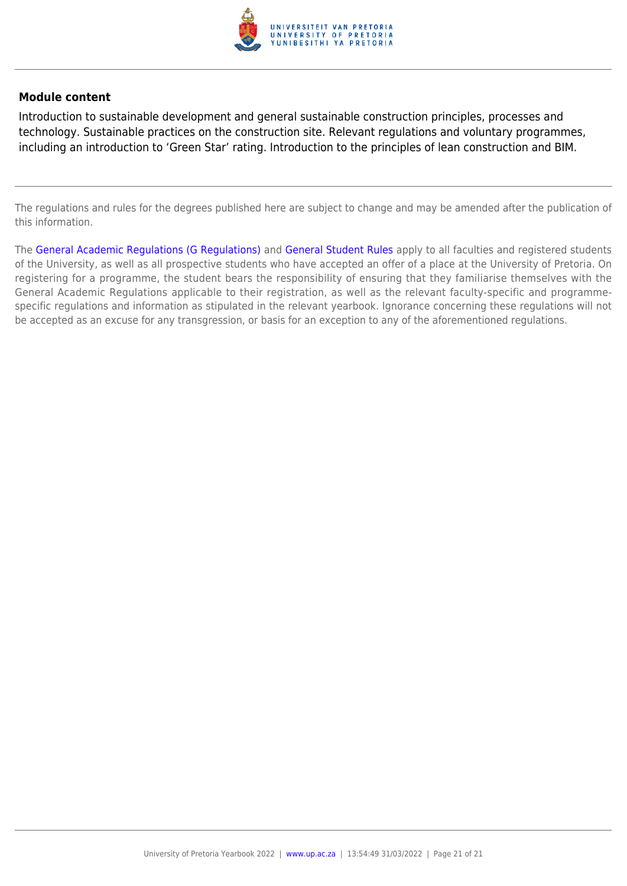**Module content**

Introduction to sustainable development and general sustainable construction principles, processes and technology. Sustainable practices on the construction site. Relevant regulations and voluntary programmes, including an introduction to 'Green Star' rating. Introduction to the principles of lean construction and BIM.

---

The regulations and rules for the degrees published here are subject to change and may be amended after the publication of this information.

The General Academic Regulations (G Regulations) and General Student Rules apply to all faculties and registered students of the University, as well as all prospective students who have accepted an offer of a place at the University of Pretoria. On registering for a programme, the student bears the responsibility of ensuring that they familiarise themselves with the General Academic Regulations applicable to their registration, as well as the relevant faculty-specific and programme-specific regulations and information as stipulated in the relevant yearbook. Ignorance concerning these regulations will not be accepted as an excuse for any transgression, or basis for an exception to any of the aforementioned regulations.